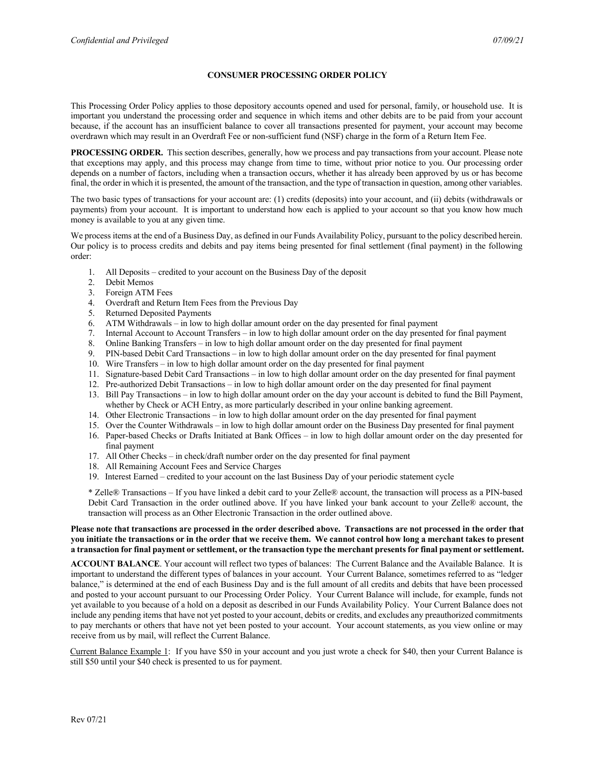# CONSUMER PROCESSING ORDER POLICY

This Processing Order Policy applies to those depository accounts opened and used for personal, family, or household use. It is important you understand the processing order and sequence in which items and other debits are to be paid from your account because, if the account has an insufficient balance to cover all transactions presented for payment, your account may become overdrawn which may result in an Overdraft Fee or non-sufficient fund (NSF) charge in the form of a Return Item Fee.

**PROCESSING ORDER.** This section describes, generally, how we process and pay transactions from your account. Please note that exceptions may apply, and this process may change from time to time, without prior notice to you. Our processing order depends on a number of factors, including when a transaction occurs, whether it has already been approved by us or has become final, the order in which it is presented, the amount of the transaction, and the type of transaction in question, among other variables.

The two basic types of transactions for your account are: (1) credits (deposits) into your account, and (ii) debits (withdrawals or payments) from your account. It is important to understand how each is applied to your account so that you know how much money is available to you at any given time.

We process items at the end of a Business Day, as defined in our Funds Availability Policy, pursuant to the policy described herein. Our policy is to process credits and debits and pay items being presented for final settlement (final payment) in the following order:

1. All Deposits – credited to your account on the Business Day of the deposit
2. Debit Memos
3. Foreign ATM Fees
4. Overdraft and Return Item Fees from the Previous Day
5. Returned Deposited Payments
6. ATM Withdrawals – in low to high dollar amount order on the day presented for final payment
7. Internal Account to Account Transfers – in low to high dollar amount order on the day presented for final payment
8. Online Banking Transfers – in low to high dollar amount order on the day presented for final payment
9. PIN-based Debit Card Transactions – in low to high dollar amount order on the day presented for final payment
10. Wire Transfers – in low to high dollar amount order on the day presented for final payment
11. Signature-based Debit Card Transactions – in low to high dollar amount order on the day presented for final payment
12. Pre-authorized Debit Transactions – in low to high dollar amount order on the day presented for final payment
13. Bill Pay Transactions – in low to high dollar amount order on the day your account is debited to fund the Bill Payment, whether by Check or ACH Entry, as more particularly described in your online banking agreement.
14. Other Electronic Transactions – in low to high dollar amount order on the day presented for final payment
15. Over the Counter Withdrawals – in low to high dollar amount order on the Business Day presented for final payment
16. Paper-based Checks or Drafts Initiated at Bank Offices – in low to high dollar amount order on the day presented for final payment
17. All Other Checks – in check/draft number order on the day presented for final payment
18. All Remaining Account Fees and Service Charges
19. Interest Earned – credited to your account on the last Business Day of your periodic statement cycle

\* Zelle® Transactions – If you have linked a debit card to your Zelle® account, the transaction will process as a PIN-based Debit Card Transaction in the order outlined above. If you have linked your bank account to your Zelle® account, the transaction will process as an Other Electronic Transaction in the order outlined above.

**Please note that transactions are processed in the order described above. Transactions are not processed in the order that you initiate the transactions or in the order that we receive them. We cannot control how long a merchant takes to present a transaction for final payment or settlement, or the transaction type the merchant presents for final payment or settlement.**

**ACCOUNT BALANCE**. Your account will reflect two types of balances: The Current Balance and the Available Balance. It is important to understand the different types of balances in your account. Your Current Balance, sometimes referred to as "ledger balance," is determined at the end of each Business Day and is the full amount of all credits and debits that have been processed and posted to your account pursuant to our Processing Order Policy. Your Current Balance will include, for example, funds not yet available to you because of a hold on a deposit as described in our Funds Availability Policy. Your Current Balance does not include any pending items that have not yet posted to your account, debits or credits, and excludes any preauthorized commitments to pay merchants or others that have not yet been posted to your account. Your account statements, as you view online or may receive from us by mail, will reflect the Current Balance.

<u>Current Balance Example 1</u>: If you have $50 in your account and you just wrote a check for $40, then your Current Balance is still $50 until your $40 check is presented to us for payment.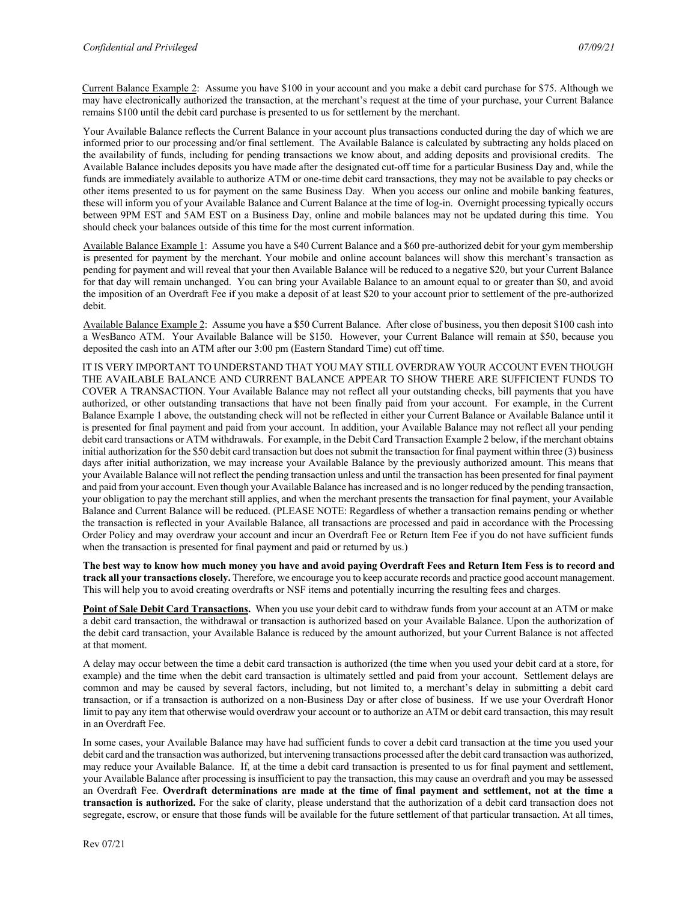Current Balance Example 2: Assume you have $100 in your account and you make a debit card purchase for $75. Although we may have electronically authorized the transaction, at the merchant's request at the time of your purchase, your Current Balance remains $100 until the debit card purchase is presented to us for settlement by the merchant.

Your Available Balance reflects the Current Balance in your account plus transactions conducted during the day of which we are informed prior to our processing and/or final settlement. The Available Balance is calculated by subtracting any holds placed on the availability of funds, including for pending transactions we know about, and adding deposits and provisional credits. The Available Balance includes deposits you have made after the designated cut-off time for a particular Business Day and, while the funds are immediately available to authorize ATM or one-time debit card transactions, they may not be available to pay checks or other items presented to us for payment on the same Business Day. When you access our online and mobile banking features, these will inform you of your Available Balance and Current Balance at the time of log-in. Overnight processing typically occurs between 9PM EST and 5AM EST on a Business Day, online and mobile balances may not be updated during this time. You should check your balances outside of this time for the most current information.

Available Balance Example 1: Assume you have a $40 Current Balance and a $60 pre-authorized debit for your gym membership is presented for payment by the merchant. Your mobile and online account balances will show this merchant's transaction as pending for payment and will reveal that your then Available Balance will be reduced to a negative $20, but your Current Balance for that day will remain unchanged. You can bring your Available Balance to an amount equal to or greater than $0, and avoid the imposition of an Overdraft Fee if you make a deposit of at least $20 to your account prior to settlement of the pre-authorized debit.

Available Balance Example 2: Assume you have a $50 Current Balance. After close of business, you then deposit $100 cash into a WesBanco ATM. Your Available Balance will be $150. However, your Current Balance will remain at $50, because you deposited the cash into an ATM after our 3:00 pm (Eastern Standard Time) cut off time.

IT IS VERY IMPORTANT TO UNDERSTAND THAT YOU MAY STILL OVERDRAW YOUR ACCOUNT EVEN THOUGH THE AVAILABLE BALANCE AND CURRENT BALANCE APPEAR TO SHOW THERE ARE SUFFICIENT FUNDS TO COVER A TRANSACTION. Your Available Balance may not reflect all your outstanding checks, bill payments that you have authorized, or other outstanding transactions that have not been finally paid from your account. For example, in the Current Balance Example 1 above, the outstanding check will not be reflected in either your Current Balance or Available Balance until it is presented for final payment and paid from your account. In addition, your Available Balance may not reflect all your pending debit card transactions or ATM withdrawals. For example, in the Debit Card Transaction Example 2 below, if the merchant obtains initial authorization for the $50 debit card transaction but does not submit the transaction for final payment within three (3) business days after initial authorization, we may increase your Available Balance by the previously authorized amount. This means that your Available Balance will not reflect the pending transaction unless and until the transaction has been presented for final payment and paid from your account. Even though your Available Balance has increased and is no longer reduced by the pending transaction, your obligation to pay the merchant still applies, and when the merchant presents the transaction for final payment, your Available Balance and Current Balance will be reduced. (PLEASE NOTE: Regardless of whether a transaction remains pending or whether the transaction is reflected in your Available Balance, all transactions are processed and paid in accordance with the Processing Order Policy and may overdraw your account and incur an Overdraft Fee or Return Item Fee if you do not have sufficient funds when the transaction is presented for final payment and paid or returned by us.)

**The best way to know how much money you have and avoid paying Overdraft Fees and Return Item Fess is to record and track all your transactions closely.** Therefore, we encourage you to keep accurate records and practice good account management. This will help you to avoid creating overdrafts or NSF items and potentially incurring the resulting fees and charges.

**Point of Sale Debit Card Transactions.** When you use your debit card to withdraw funds from your account at an ATM or make a debit card transaction, the withdrawal or transaction is authorized based on your Available Balance. Upon the authorization of the debit card transaction, your Available Balance is reduced by the amount authorized, but your Current Balance is not affected at that moment.

A delay may occur between the time a debit card transaction is authorized (the time when you used your debit card at a store, for example) and the time when the debit card transaction is ultimately settled and paid from your account. Settlement delays are common and may be caused by several factors, including, but not limited to, a merchant's delay in submitting a debit card transaction, or if a transaction is authorized on a non-Business Day or after close of business. If we use your Overdraft Honor limit to pay any item that otherwise would overdraw your account or to authorize an ATM or debit card transaction, this may result in an Overdraft Fee.

In some cases, your Available Balance may have had sufficient funds to cover a debit card transaction at the time you used your debit card and the transaction was authorized, but intervening transactions processed after the debit card transaction was authorized, may reduce your Available Balance. If, at the time a debit card transaction is presented to us for final payment and settlement, your Available Balance after processing is insufficient to pay the transaction, this may cause an overdraft and you may be assessed an Overdraft Fee. **Overdraft determinations are made at the time of final payment and settlement, not at the time a transaction is authorized.** For the sake of clarity, please understand that the authorization of a debit card transaction does not segregate, escrow, or ensure that those funds will be available for the future settlement of that particular transaction. At all times,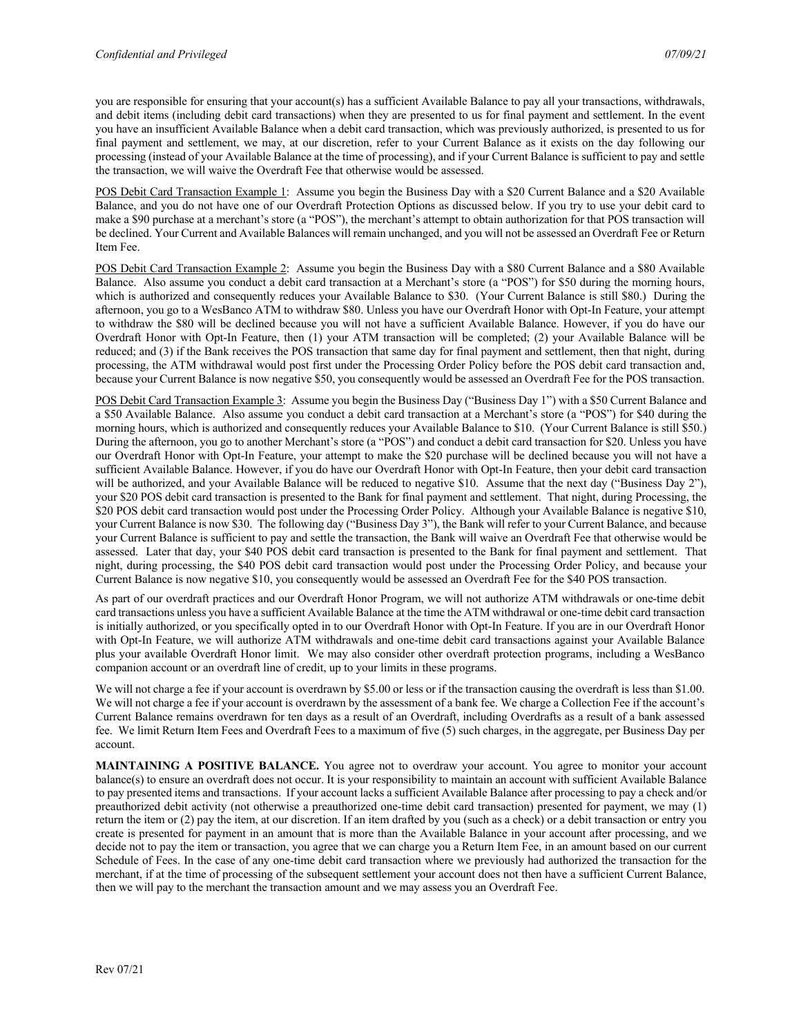you are responsible for ensuring that your account(s) has a sufficient Available Balance to pay all your transactions, withdrawals, and debit items (including debit card transactions) when they are presented to us for final payment and settlement. In the event you have an insufficient Available Balance when a debit card transaction, which was previously authorized, is presented to us for final payment and settlement, we may, at our discretion, refer to your Current Balance as it exists on the day following our processing (instead of your Available Balance at the time of processing), and if your Current Balance is sufficient to pay and settle the transaction, we will waive the Overdraft Fee that otherwise would be assessed.

POS Debit Card Transaction Example 1: Assume you begin the Business Day with a $20 Current Balance and a $20 Available Balance, and you do not have one of our Overdraft Protection Options as discussed below. If you try to use your debit card to make a $90 purchase at a merchant's store (a "POS"), the merchant's attempt to obtain authorization for that POS transaction will be declined. Your Current and Available Balances will remain unchanged, and you will not be assessed an Overdraft Fee or Return Item Fee.

POS Debit Card Transaction Example 2: Assume you begin the Business Day with a $80 Current Balance and a $80 Available Balance. Also assume you conduct a debit card transaction at a Merchant's store (a "POS") for $50 during the morning hours, which is authorized and consequently reduces your Available Balance to $30. (Your Current Balance is still $80.) During the afternoon, you go to a WesBanco ATM to withdraw $80. Unless you have our Overdraft Honor with Opt-In Feature, your attempt to withdraw the $80 will be declined because you will not have a sufficient Available Balance. However, if you do have our Overdraft Honor with Opt-In Feature, then (1) your ATM transaction will be completed; (2) your Available Balance will be reduced; and (3) if the Bank receives the POS transaction that same day for final payment and settlement, then that night, during processing, the ATM withdrawal would post first under the Processing Order Policy before the POS debit card transaction and, because your Current Balance is now negative $50, you consequently would be assessed an Overdraft Fee for the POS transaction.

POS Debit Card Transaction Example 3: Assume you begin the Business Day ("Business Day 1") with a $50 Current Balance and a $50 Available Balance. Also assume you conduct a debit card transaction at a Merchant's store (a "POS") for $40 during the morning hours, which is authorized and consequently reduces your Available Balance to $10. (Your Current Balance is still $50.) During the afternoon, you go to another Merchant's store (a "POS") and conduct a debit card transaction for $20. Unless you have our Overdraft Honor with Opt-In Feature, your attempt to make the $20 purchase will be declined because you will not have a sufficient Available Balance. However, if you do have our Overdraft Honor with Opt-In Feature, then your debit card transaction will be authorized, and your Available Balance will be reduced to negative $10. Assume that the next day ("Business Day 2"), your $20 POS debit card transaction is presented to the Bank for final payment and settlement. That night, during Processing, the $20 POS debit card transaction would post under the Processing Order Policy. Although your Available Balance is negative $10, your Current Balance is now $30. The following day ("Business Day 3"), the Bank will refer to your Current Balance, and because your Current Balance is sufficient to pay and settle the transaction, the Bank will waive an Overdraft Fee that otherwise would be assessed. Later that day, your $40 POS debit card transaction is presented to the Bank for final payment and settlement. That night, during processing, the $40 POS debit card transaction would post under the Processing Order Policy, and because your Current Balance is now negative $10, you consequently would be assessed an Overdraft Fee for the $40 POS transaction.

As part of our overdraft practices and our Overdraft Honor Program, we will not authorize ATM withdrawals or one-time debit card transactions unless you have a sufficient Available Balance at the time the ATM withdrawal or one-time debit card transaction is initially authorized, or you specifically opted in to our Overdraft Honor with Opt-In Feature. If you are in our Overdraft Honor with Opt-In Feature, we will authorize ATM withdrawals and one-time debit card transactions against your Available Balance plus your available Overdraft Honor limit. We may also consider other overdraft protection programs, including a WesBanco companion account or an overdraft line of credit, up to your limits in these programs.

We will not charge a fee if your account is overdrawn by $5.00 or less or if the transaction causing the overdraft is less than $1.00. We will not charge a fee if your account is overdrawn by the assessment of a bank fee. We charge a Collection Fee if the account's Current Balance remains overdrawn for ten days as a result of an Overdraft, including Overdrafts as a result of a bank assessed fee. We limit Return Item Fees and Overdraft Fees to a maximum of five (5) such charges, in the aggregate, per Business Day per account.

**MAINTAINING A POSITIVE BALANCE.** You agree not to overdraw your account. You agree to monitor your account balance(s) to ensure an overdraft does not occur. It is your responsibility to maintain an account with sufficient Available Balance to pay presented items and transactions. If your account lacks a sufficient Available Balance after processing to pay a check and/or preauthorized debit activity (not otherwise a preauthorized one-time debit card transaction) presented for payment, we may (1) return the item or (2) pay the item, at our discretion. If an item drafted by you (such as a check) or a debit transaction or entry you create is presented for payment in an amount that is more than the Available Balance in your account after processing, and we decide not to pay the item or transaction, you agree that we can charge you a Return Item Fee, in an amount based on our current Schedule of Fees. In the case of any one-time debit card transaction where we previously had authorized the transaction for the merchant, if at the time of processing of the subsequent settlement your account does not then have a sufficient Current Balance, then we will pay to the merchant the transaction amount and we may assess you an Overdraft Fee.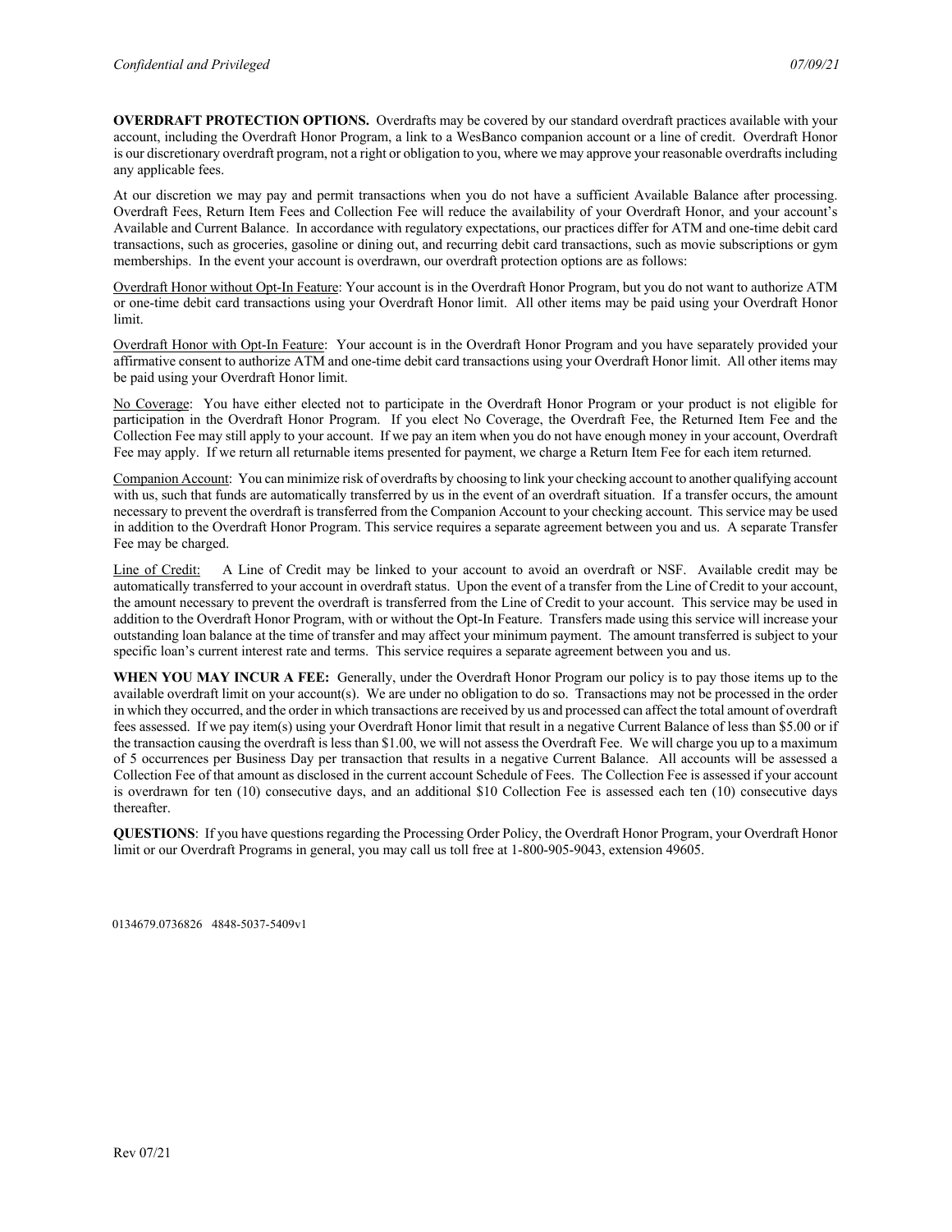**OVERDRAFT PROTECTION OPTIONS.** Overdrafts may be covered by our standard overdraft practices available with your account, including the Overdraft Honor Program, a link to a WesBanco companion account or a line of credit. Overdraft Honor is our discretionary overdraft program, not a right or obligation to you, where we may approve your reasonable overdrafts including any applicable fees.

At our discretion we may pay and permit transactions when you do not have a sufficient Available Balance after processing. Overdraft Fees, Return Item Fees and Collection Fee will reduce the availability of your Overdraft Honor, and your account's Available and Current Balance. In accordance with regulatory expectations, our practices differ for ATM and one-time debit card transactions, such as groceries, gasoline or dining out, and recurring debit card transactions, such as movie subscriptions or gym memberships. In the event your account is overdrawn, our overdraft protection options are as follows:

Overdraft Honor without Opt-In Feature: Your account is in the Overdraft Honor Program, but you do not want to authorize ATM or one-time debit card transactions using your Overdraft Honor limit. All other items may be paid using your Overdraft Honor limit.

Overdraft Honor with Opt-In Feature: Your account is in the Overdraft Honor Program and you have separately provided your affirmative consent to authorize ATM and one-time debit card transactions using your Overdraft Honor limit. All other items may be paid using your Overdraft Honor limit.

No Coverage: You have either elected not to participate in the Overdraft Honor Program or your product is not eligible for participation in the Overdraft Honor Program. If you elect No Coverage, the Overdraft Fee, the Returned Item Fee and the Collection Fee may still apply to your account. If we pay an item when you do not have enough money in your account, Overdraft Fee may apply. If we return all returnable items presented for payment, we charge a Return Item Fee for each item returned.

Companion Account: You can minimize risk of overdrafts by choosing to link your checking account to another qualifying account with us, such that funds are automatically transferred by us in the event of an overdraft situation. If a transfer occurs, the amount necessary to prevent the overdraft is transferred from the Companion Account to your checking account. This service may be used in addition to the Overdraft Honor Program. This service requires a separate agreement between you and us. A separate Transfer Fee may be charged.

Line of Credit: A Line of Credit may be linked to your account to avoid an overdraft or NSF. Available credit may be automatically transferred to your account in overdraft status. Upon the event of a transfer from the Line of Credit to your account, the amount necessary to prevent the overdraft is transferred from the Line of Credit to your account. This service may be used in addition to the Overdraft Honor Program, with or without the Opt-In Feature. Transfers made using this service will increase your outstanding loan balance at the time of transfer and may affect your minimum payment. The amount transferred is subject to your specific loan's current interest rate and terms. This service requires a separate agreement between you and us.

**WHEN YOU MAY INCUR A FEE:** Generally, under the Overdraft Honor Program our policy is to pay those items up to the available overdraft limit on your account(s). We are under no obligation to do so. Transactions may not be processed in the order in which they occurred, and the order in which transactions are received by us and processed can affect the total amount of overdraft fees assessed. If we pay item(s) using your Overdraft Honor limit that result in a negative Current Balance of less than $5.00 or if the transaction causing the overdraft is less than $1.00, we will not assess the Overdraft Fee. We will charge you up to a maximum of 5 occurrences per Business Day per transaction that results in a negative Current Balance. All accounts will be assessed a Collection Fee of that amount as disclosed in the current account Schedule of Fees. The Collection Fee is assessed if your account is overdrawn for ten (10) consecutive days, and an additional $10 Collection Fee is assessed each ten (10) consecutive days thereafter.

**QUESTIONS**: If you have questions regarding the Processing Order Policy, the Overdraft Honor Program, your Overdraft Honor limit or our Overdraft Programs in general, you may call us toll free at 1-800-905-9043, extension 49605.

0134679.0736826 4848-5037-5409v1